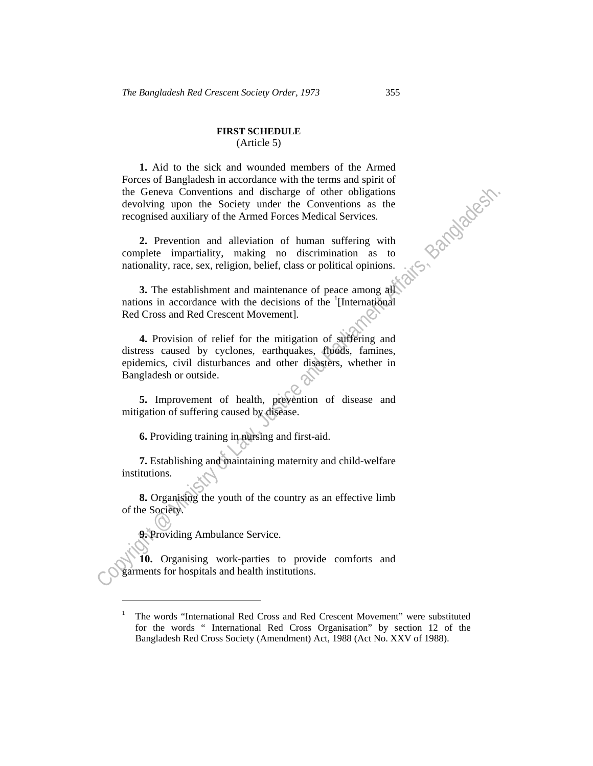## FIRST SCHEDULE

(Article 5)

**1.** Aid to the sick and wounded members of the Armed Forces of Bangladesh in accordance with the terms and spirit of the Geneva Conventions and discharge of other obligations devolving upon the Society under the Conventions as the recognised auxiliary of the Armed Forces Medical Services.

**2.** Prevention and alleviation of human suffering with complete impartiality, making no discrimination as to nationality, race, sex, religion, belief, class or political opinions.

**3.** The establishment and maintenance of peace among all nations in accordance with the decisions of the [1][International Red Cross and Red Crescent Movement].

**4.** Provision of relief for the mitigation of suffering and distress caused by cyclones, earthquakes, floods, famines, epidemics, civil disturbances and other disasters, whether in Bangladesh or outside.

**5.** Improvement of health, prevention of disease and mitigation of suffering caused by disease.

**6.** Providing training in nursing and first-aid.

**7.** Establishing and maintaining maternity and child-welfare institutions.

**8.** Organising the youth of the country as an effective limb of the Society.

**9.** Providing Ambulance Service.

**10.** Organising work-parties to provide comforts and garments for hospitals and health institutions.

---

[1] The words "International Red Cross and Red Crescent Movement" were substituted for the words " International Red Cross Organisation" by section 12 of the Bangladesh Red Cross Society (Amendment) Act, 1988 (Act No. XXV of 1988).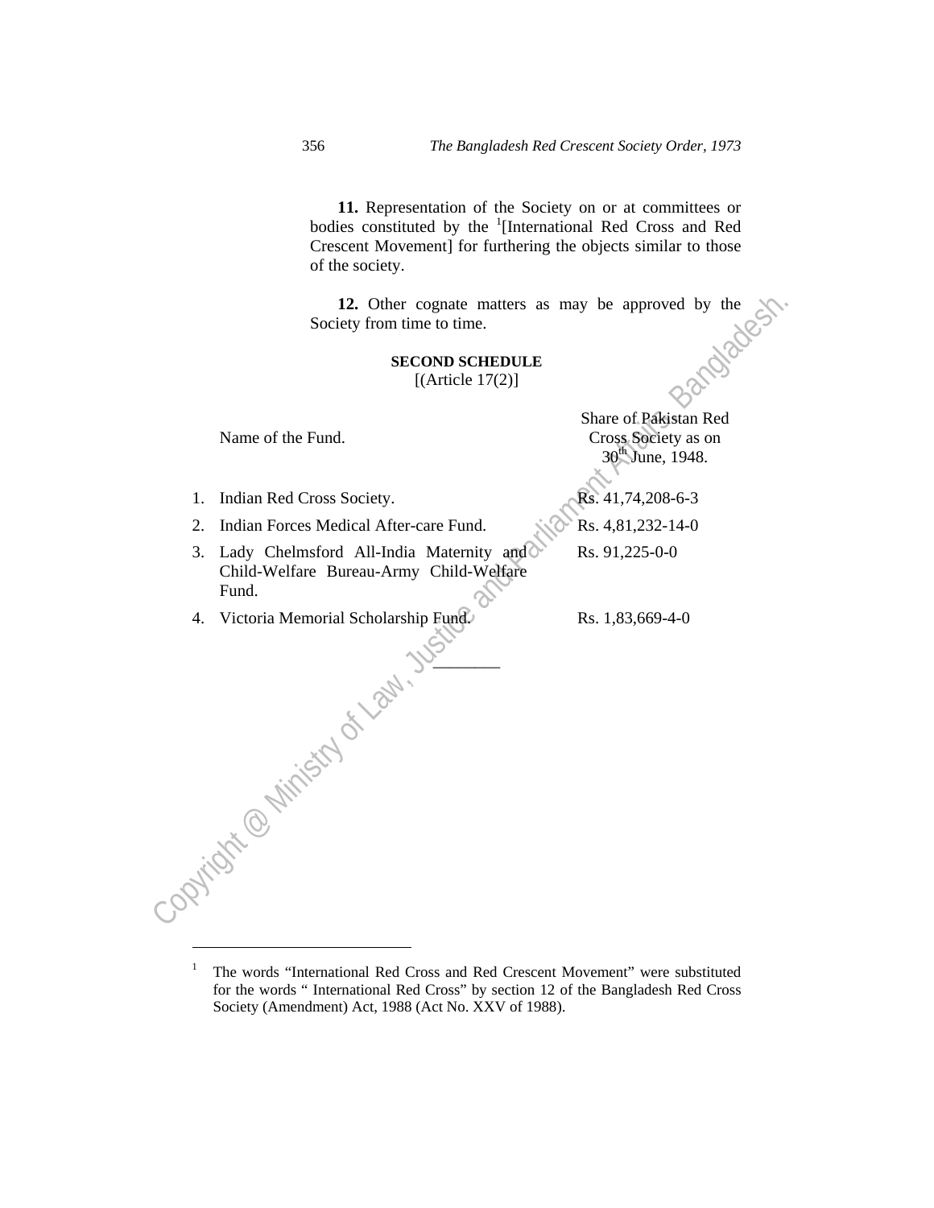**11.** Representation of the Society on or at committees or bodies constituted by the [1][International Red Cross and Red Crescent Movement] for furthering the objects similar to those of the society.

**12.** Other cognate matters as may be approved by the Society from time to time.

**SECOND SCHEDULE**
[(Article 17(2)]

| | Name of the Fund. | Share of Pakistan Red Cross Society as on 30th June, 1948. |
|---|---|---|
| 1. | Indian Red Cross Society. | Rs. 41,74,208-6-3 |
| 2. | Indian Forces Medical After-care Fund. | Rs. 4,81,232-14-0 |
| 3. | Lady Chelmsford All-India Maternity and Child-Welfare Bureau-Army Child-Welfare Fund. | Rs. 91,225-0-0 |
| 4. | Victoria Memorial Scholarship Fund. | Rs. 1,83,669-4-0 |

________

[1] The words "International Red Cross and Red Crescent Movement" were substituted for the words " International Red Cross" by section 12 of the Bangladesh Red Cross Society (Amendment) Act, 1988 (Act No. XXV of 1988).